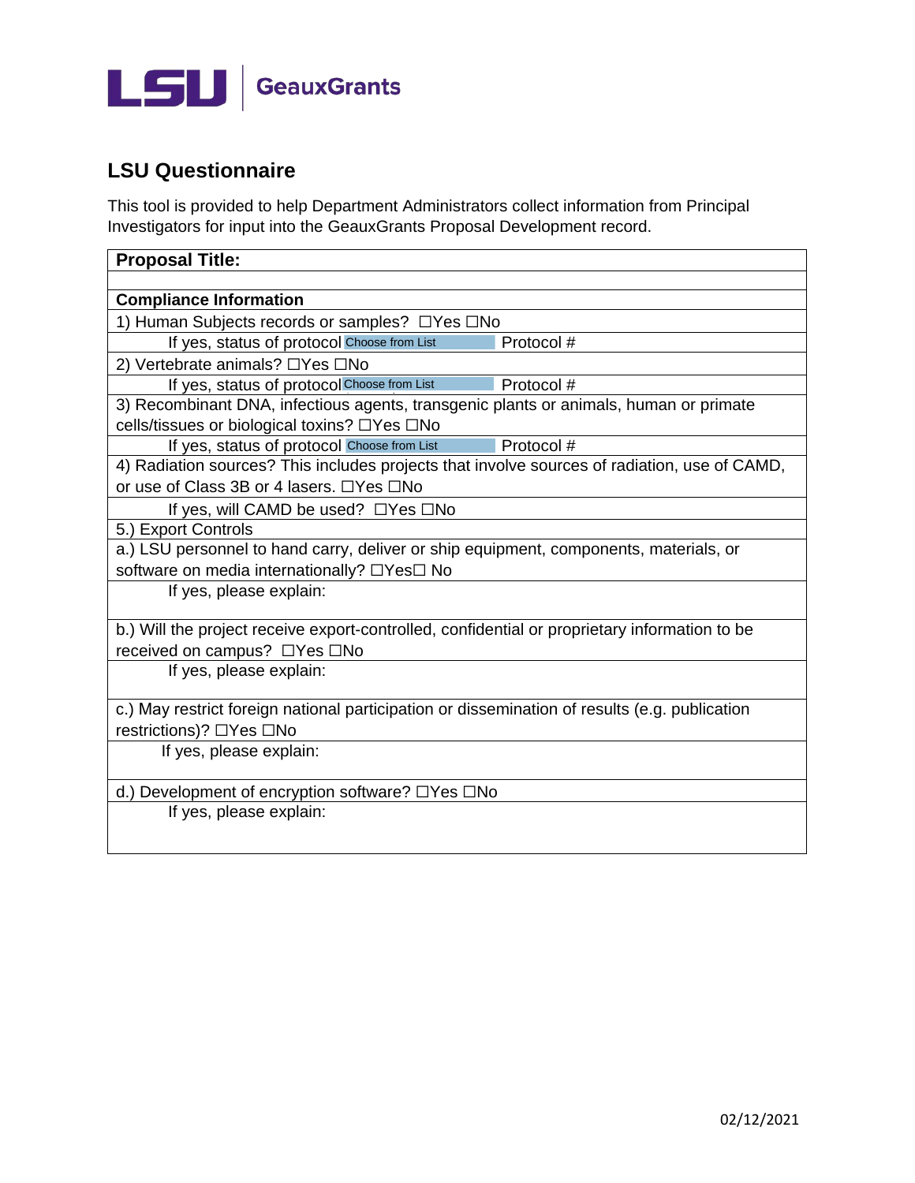LSU | GeauxGrants

# LSU Questionnaire

This tool is provided to help Department Administrators collect information from Principal Investigators for input into the GeauxGrants Proposal Development record.

| **Proposal Title:** |
|---|
| |
| **Compliance Information** |
| 1) Human Subjects records or samples? ☐Yes ☐No |
| If yes, status of protocol Choose from List Protocol # |
| 2) Vertebrate animals? ☐Yes ☐No |
| If yes, status of protocol Choose from List Protocol # |
| 3) Recombinant DNA, infectious agents, transgenic plants or animals, human or primate cells/tissues or biological toxins? ☐Yes ☐No |
| If yes, status of protocol Choose from List Protocol # |
| 4) Radiation sources? This includes projects that involve sources of radiation, use of CAMD, or use of Class 3B or 4 lasers. ☐Yes ☐No |
| If yes, will CAMD be used? ☐Yes ☐No |
| 5.) Export Controls |
| a.) LSU personnel to hand carry, deliver or ship equipment, components, materials, or software on media internationally? ☐Yes☐ No |
| If yes, please explain: |
| b.) Will the project receive export-controlled, confidential or proprietary information to be received on campus? ☐Yes ☐No |
| If yes, please explain: |
| c.) May restrict foreign national participation or dissemination of results (e.g. publication restrictions)? ☐Yes ☐No |
| If yes, please explain: |
| d.) Development of encryption software? ☐Yes ☐No |
| If yes, please explain: |

02/12/2021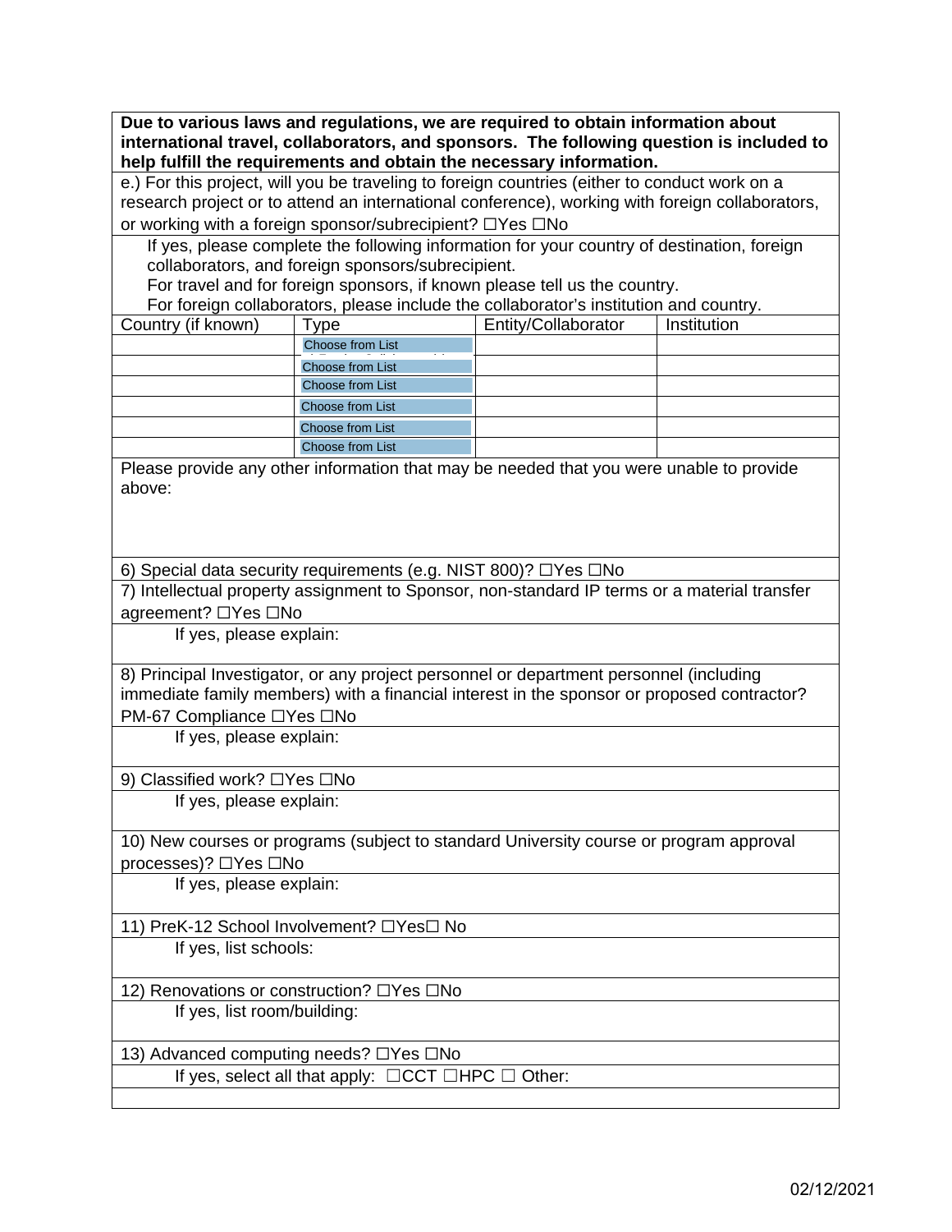**Due to various laws and regulations, we are required to obtain information about international travel, collaborators, and sponsors. The following question is included to help fulfill the requirements and obtain the necessary information.**

e.) For this project, will you be traveling to foreign countries (either to conduct work on a research project or to attend an international conference), working with foreign collaborators, or working with a foreign sponsor/subrecipient? ☐Yes ☐No

If yes, please complete the following information for your country of destination, foreign collaborators, and foreign sponsors/subrecipient.
For travel and for foreign sponsors, if known please tell us the country.
For foreign collaborators, please include the collaborator's institution and country.

| Country (if known) | Type | Entity/Collaborator | Institution |
|---|---|---|---|
| | Choose from List | | |
| | Choose from List | | |
| | Choose from List | | |
| | Choose from List | | |
| | Choose from List | | |
| | Choose from List | | |

Please provide any other information that may be needed that you were unable to provide above:

6) Special data security requirements (e.g. NIST 800)? ☐Yes ☐No

7) Intellectual property assignment to Sponsor, non-standard IP terms or a material transfer agreement? ☐Yes ☐No

If yes, please explain:

8) Principal Investigator, or any project personnel or department personnel (including immediate family members) with a financial interest in the sponsor or proposed contractor? PM-67 Compliance ☐Yes ☐No

If yes, please explain:

9) Classified work? ☐Yes ☐No

If yes, please explain:

10) New courses or programs (subject to standard University course or program approval processes)? ☐Yes ☐No

If yes, please explain:

11) PreK-12 School Involvement? ☐Yes☐ No

If yes, list schools:

12) Renovations or construction? ☐Yes ☐No

If yes, list room/building:

13) Advanced computing needs? ☐Yes ☐No

If yes, select all that apply: ☐CCT ☐HPC ☐ Other:

02/12/2021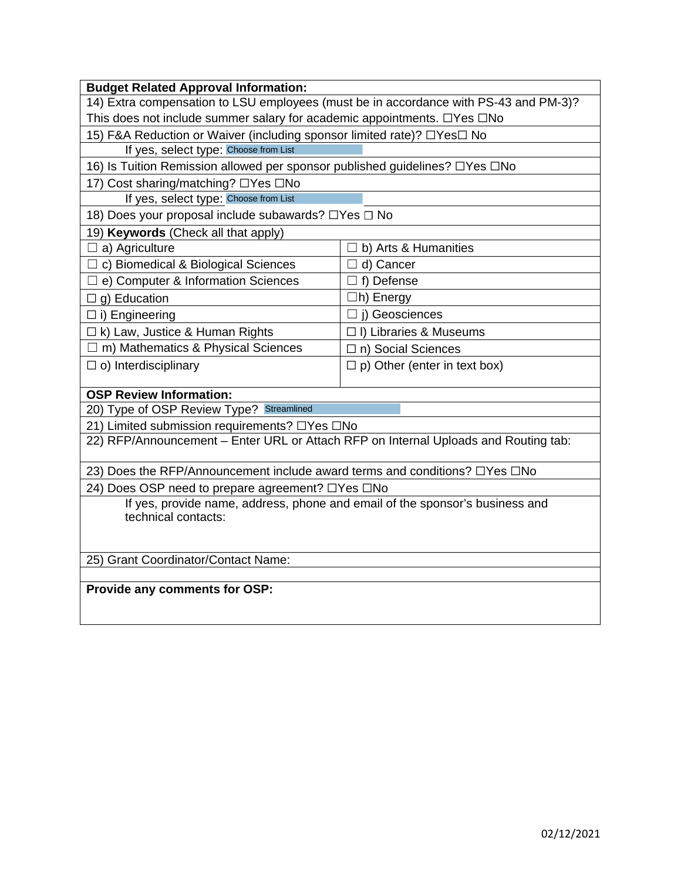**Budget Related Approval Information:**

14) Extra compensation to LSU employees (must be in accordance with PS-43 and PM-3)? This does not include summer salary for academic appointments. ☐Yes ☐No

15) F&A Reduction or Waiver (including sponsor limited rate)? ☐Yes☐ No

If yes, select type: Choose from List

16) Is Tuition Remission allowed per sponsor published guidelines? ☐Yes ☐No

17) Cost sharing/matching? ☐Yes ☐No

If yes, select type: Choose from List

18) Does your proposal include subawards? ☐Yes ☐ No

19) **Keywords** (Check all that apply)

| | |
|---|---|
| ☐ a) Agriculture | ☐ b) Arts & Humanities |
| ☐ c) Biomedical & Biological Sciences | ☐ d) Cancer |
| ☐ e) Computer & Information Sciences | ☐ f) Defense |
| ☐ g) Education | ☐h) Energy |
| ☐ i) Engineering | ☐ j) Geosciences |
| ☐ k) Law, Justice & Human Rights | ☐ l) Libraries & Museums |
| ☐ m) Mathematics & Physical Sciences | ☐ n) Social Sciences |
| ☐ o) Interdisciplinary | ☐ p) Other (enter in text box) |

**OSP Review Information:**

20) Type of OSP Review Type? Streamlined

21) Limited submission requirements? ☐Yes ☐No

22) RFP/Announcement – Enter URL or Attach RFP on Internal Uploads and Routing tab:

23) Does the RFP/Announcement include award terms and conditions? ☐Yes ☐No

24) Does OSP need to prepare agreement? ☐Yes ☐No

If yes, provide name, address, phone and email of the sponsor's business and technical contacts:

25) Grant Coordinator/Contact Name:

**Provide any comments for OSP:**

02/12/2021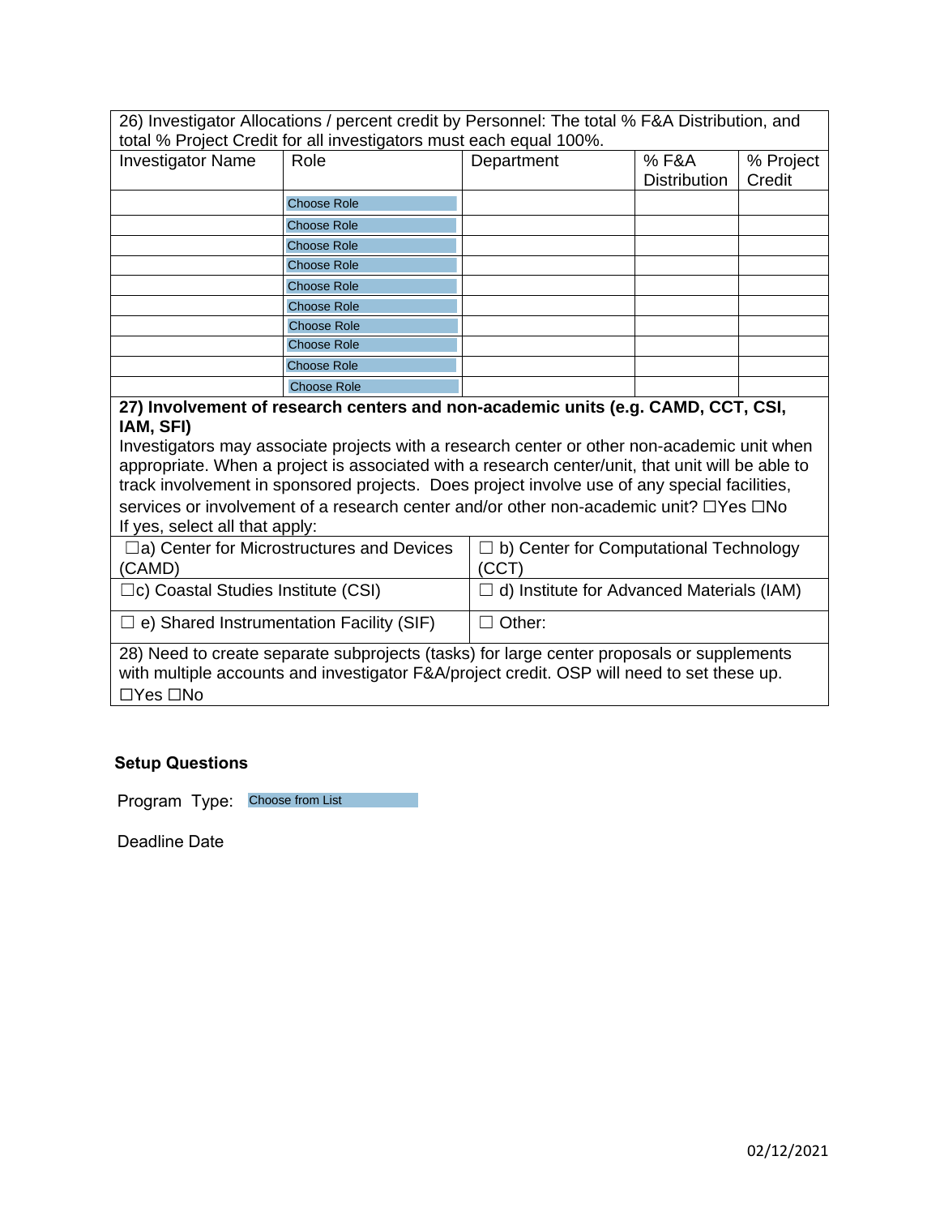26) Investigator Allocations / percent credit by Personnel: The total % F&A Distribution, and total % Project Credit for all investigators must each equal 100%.

| Investigator Name | Role | Department | % F&A Distribution | % Project Credit |
|---|---|---|---|---|
| | Choose Role | | | |
| | Choose Role | | | |
| | Choose Role | | | |
| | Choose Role | | | |
| | Choose Role | | | |
| | Choose Role | | | |
| | Choose Role | | | |
| | Choose Role | | | |
| | Choose Role | | | |
| | Choose Role | | | |

**27) Involvement of research centers and non-academic units (e.g. CAMD, CCT, CSI, IAM, SFI)**

Investigators may associate projects with a research center or other non-academic unit when appropriate. When a project is associated with a research center/unit, that unit will be able to track involvement in sponsored projects. Does project involve use of any special facilities, services or involvement of a research center and/or other non-academic unit? ☐Yes ☐No

If yes, select all that apply:

| | |
|---|---|
| ☐a) Center for Microstructures and Devices (CAMD) | ☐ b) Center for Computational Technology (CCT) |
| ☐c) Coastal Studies Institute (CSI) | ☐ d) Institute for Advanced Materials (IAM) |
| ☐ e) Shared Instrumentation Facility (SIF) | ☐ Other: |

28) Need to create separate subprojects (tasks) for large center proposals or supplements with multiple accounts and investigator F&A/project credit. OSP will need to set these up. ☐Yes ☐No

**Setup Questions**

Program Type: Choose from List

Deadline Date

02/12/2021